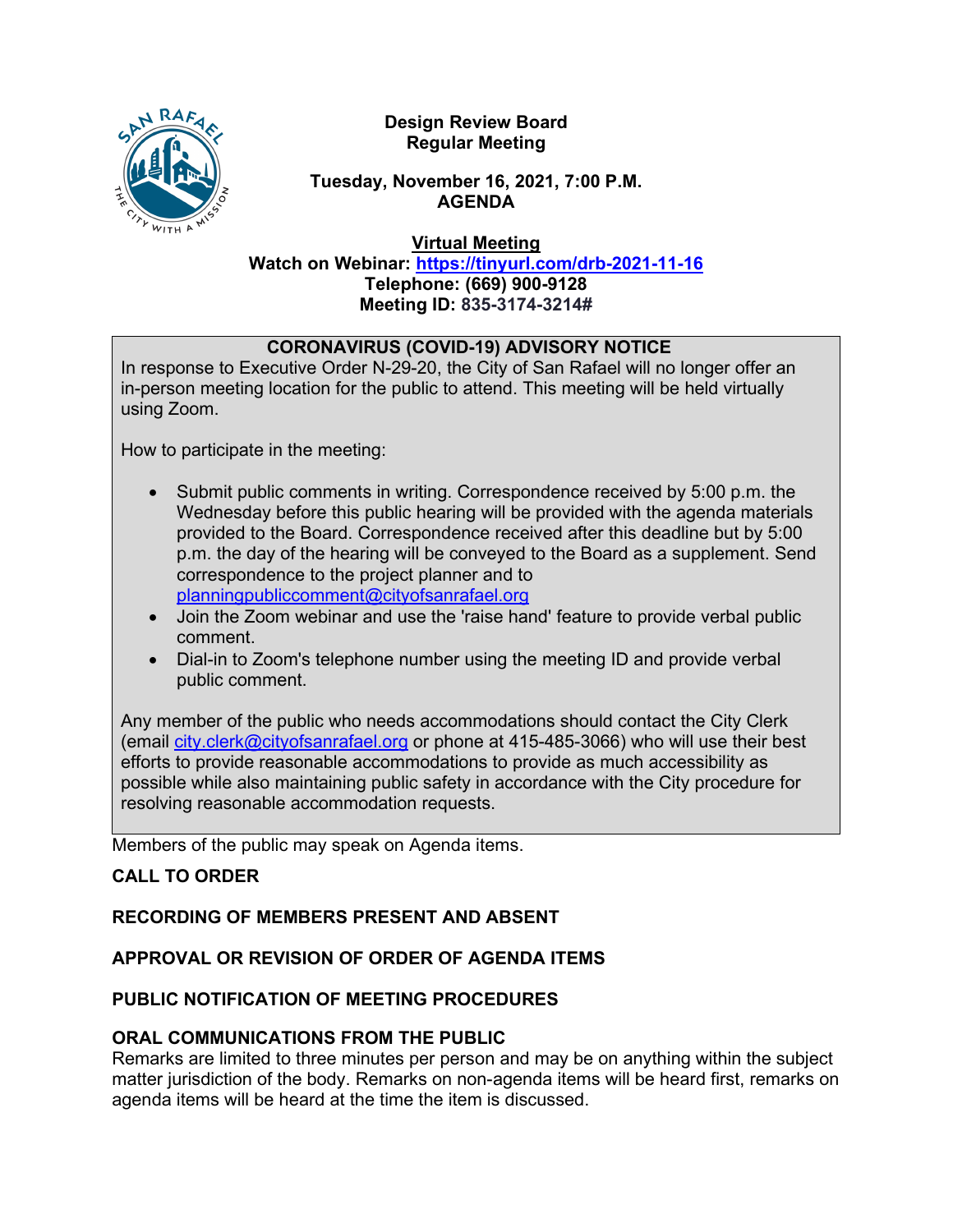**Design Review Board**
**Regular Meeting**

**Tuesday, November 16, 2021, 7:00 P.M.**
**AGENDA**

**Virtual Meeting**
**Watch on Webinar: https://tinyurl.com/drb-2021-11-16**
**Telephone: (669) 900-9128**
**Meeting ID: 835-3174-3214#**

**CORONAVIRUS (COVID-19) ADVISORY NOTICE**

In response to Executive Order N-29-20, the City of San Rafael will no longer offer an in-person meeting location for the public to attend. This meeting will be held virtually using Zoom.

How to participate in the meeting:

- Submit public comments in writing. Correspondence received by 5:00 p.m. the Wednesday before this public hearing will be provided with the agenda materials provided to the Board. Correspondence received after this deadline but by 5:00 p.m. the day of the hearing will be conveyed to the Board as a supplement. Send correspondence to the project planner and to planningpubliccomment@cityofsanrafael.org
- Join the Zoom webinar and use the 'raise hand' feature to provide verbal public comment.
- Dial-in to Zoom's telephone number using the meeting ID and provide verbal public comment.

Any member of the public who needs accommodations should contact the City Clerk (email city.clerk@cityofsanrafael.org or phone at 415-485-3066) who will use their best efforts to provide reasonable accommodations to provide as much accessibility as possible while also maintaining public safety in accordance with the City procedure for resolving reasonable accommodation requests.

Members of the public may speak on Agenda items.

**CALL TO ORDER**

**RECORDING OF MEMBERS PRESENT AND ABSENT**

**APPROVAL OR REVISION OF ORDER OF AGENDA ITEMS**

**PUBLIC NOTIFICATION OF MEETING PROCEDURES**

**ORAL COMMUNICATIONS FROM THE PUBLIC**

Remarks are limited to three minutes per person and may be on anything within the subject matter jurisdiction of the body. Remarks on non-agenda items will be heard first, remarks on agenda items will be heard at the time the item is discussed.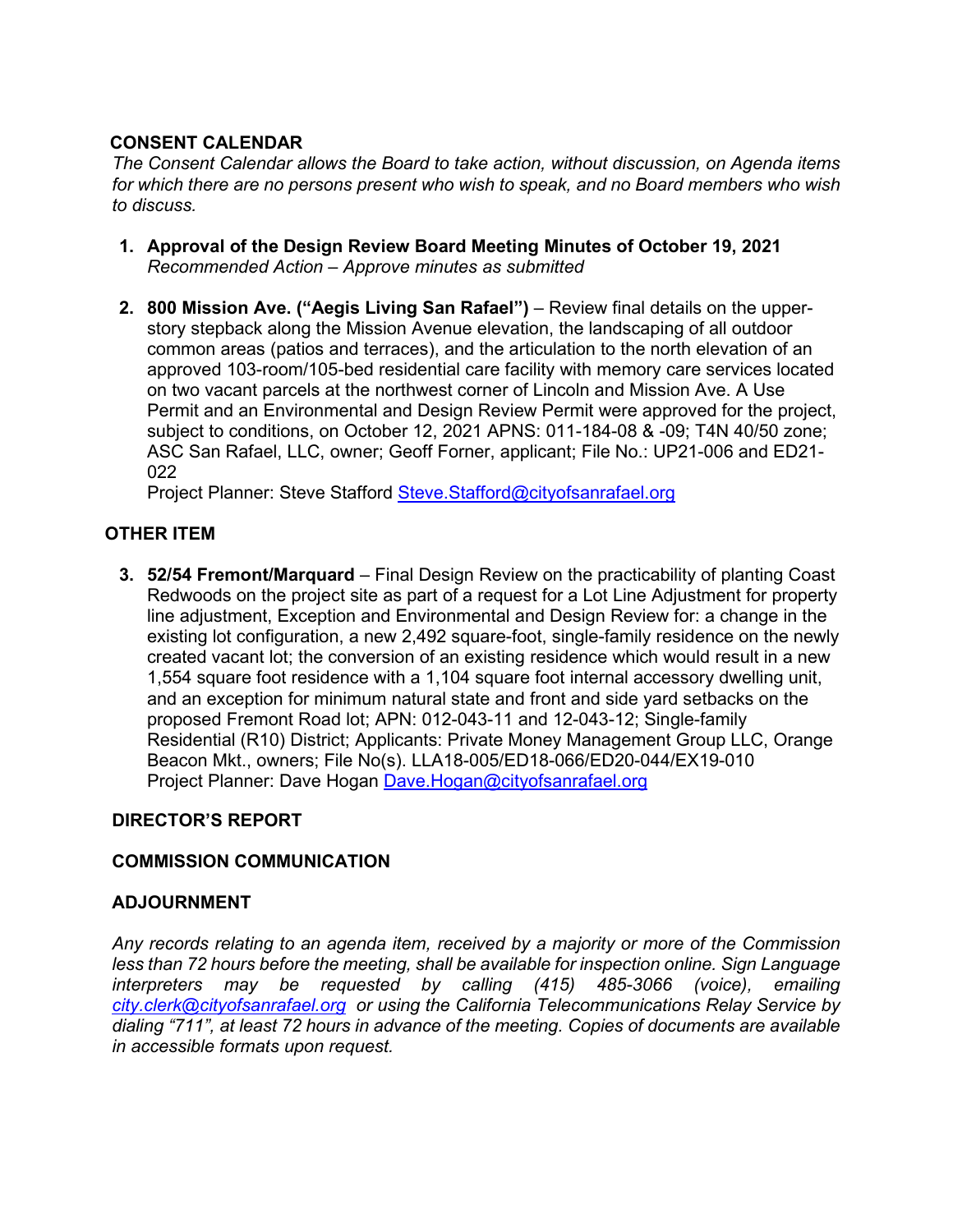## CONSENT CALENDAR

*The Consent Calendar allows the Board to take action, without discussion, on Agenda items for which there are no persons present who wish to speak, and no Board members who wish to discuss.*

1. **Approval of the Design Review Board Meeting Minutes of October 19, 2021**
   *Recommended Action – Approve minutes as submitted*

2. **800 Mission Ave. ("Aegis Living San Rafael")** – Review final details on the upper-story stepback along the Mission Avenue elevation, the landscaping of all outdoor common areas (patios and terraces), and the articulation to the north elevation of an approved 103-room/105-bed residential care facility with memory care services located on two vacant parcels at the northwest corner of Lincoln and Mission Ave. A Use Permit and an Environmental and Design Review Permit were approved for the project, subject to conditions, on October 12, 2021 APNS: 011-184-08 & -09; T4N 40/50 zone; ASC San Rafael, LLC, owner; Geoff Forner, applicant; File No.: UP21-006 and ED21-022
   Project Planner: Steve Stafford Steve.Stafford@cityofsanrafael.org

## OTHER ITEM

3. **52/54 Fremont/Marquard** – Final Design Review on the practicability of planting Coast Redwoods on the project site as part of a request for a Lot Line Adjustment for property line adjustment, Exception and Environmental and Design Review for: a change in the existing lot configuration, a new 2,492 square-foot, single-family residence on the newly created vacant lot; the conversion of an existing residence which would result in a new 1,554 square foot residence with a 1,104 square foot internal accessory dwelling unit, and an exception for minimum natural state and front and side yard setbacks on the proposed Fremont Road lot; APN: 012-043-11 and 12-043-12; Single-family Residential (R10) District; Applicants: Private Money Management Group LLC, Orange Beacon Mkt., owners; File No(s). LLA18-005/ED18-066/ED20-044/EX19-010
   Project Planner: Dave Hogan Dave.Hogan@cityofsanrafael.org

## DIRECTOR'S REPORT

## COMMISSION COMMUNICATION

## ADJOURNMENT

*Any records relating to an agenda item, received by a majority or more of the Commission less than 72 hours before the meeting, shall be available for inspection online. Sign Language interpreters may be requested by calling (415) 485-3066 (voice), emailing city.clerk@cityofsanrafael.org or using the California Telecommunications Relay Service by dialing "711", at least 72 hours in advance of the meeting. Copies of documents are available in accessible formats upon request.*